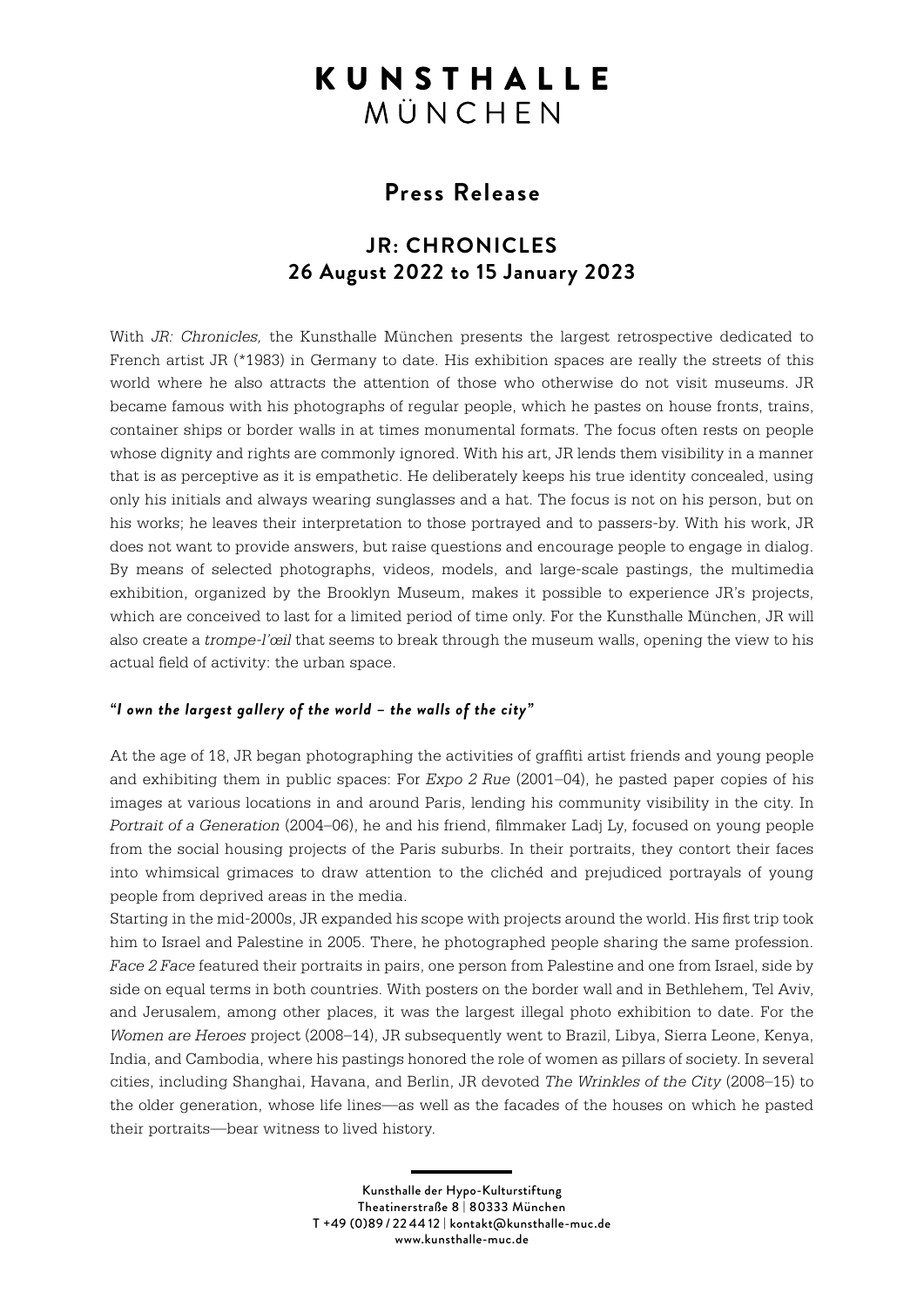# KUNSTHALLE
MÜNCHEN

## Press Release

## JR: CHRONICLES
## 26 August 2022 to 15 January 2023

With *JR: Chronicles,* the Kunsthalle München presents the largest retrospective dedicated to French artist JR (*1983) in Germany to date. His exhibition spaces are really the streets of this world where he also attracts the attention of those who otherwise do not visit museums. JR became famous with his photographs of regular people, which he pastes on house fronts, trains, container ships or border walls in at times monumental formats. The focus often rests on people whose dignity and rights are commonly ignored. With his art, JR lends them visibility in a manner that is as perceptive as it is empathetic. He deliberately keeps his true identity concealed, using only his initials and always wearing sunglasses and a hat. The focus is not on his person, but on his works; he leaves their interpretation to those portrayed and to passers-by. With his work, JR does not want to provide answers, but raise questions and encourage people to engage in dialog. By means of selected photographs, videos, models, and large-scale pastings, the multimedia exhibition, organized by the Brooklyn Museum, makes it possible to experience JR's projects, which are conceived to last for a limited period of time only. For the Kunsthalle München, JR will also create a *trompe-l'œil* that seems to break through the museum walls, opening the view to his actual field of activity: the urban space.

### *"I own the largest gallery of the world – the walls of the city"*

At the age of 18, JR began photographing the activities of graffiti artist friends and young people and exhibiting them in public spaces: For *Expo 2 Rue* (2001–04), he pasted paper copies of his images at various locations in and around Paris, lending his community visibility in the city. In *Portrait of a Generation* (2004–06), he and his friend, filmmaker Ladj Ly, focused on young people from the social housing projects of the Paris suburbs. In their portraits, they contort their faces into whimsical grimaces to draw attention to the clichéd and prejudiced portrayals of young people from deprived areas in the media.

Starting in the mid-2000s, JR expanded his scope with projects around the world. His first trip took him to Israel and Palestine in 2005. There, he photographed people sharing the same profession. *Face 2 Face* featured their portraits in pairs, one person from Palestine and one from Israel, side by side on equal terms in both countries. With posters on the border wall and in Bethlehem, Tel Aviv, and Jerusalem, among other places, it was the largest illegal photo exhibition to date. For the *Women are Heroes* project (2008–14), JR subsequently went to Brazil, Libya, Sierra Leone, Kenya, India, and Cambodia, where his pastings honored the role of women as pillars of society. In several cities, including Shanghai, Havana, and Berlin, JR devoted *The Wrinkles of the City* (2008–15) to the older generation, whose life lines—as well as the facades of the houses on which he pasted their portraits—bear witness to lived history.

Kunsthalle der Hypo-Kulturstiftung
Theatinerstraße 8 | 80333 München
T +49 (0)89 / 22 44 12 | kontakt@kunsthalle-muc.de
www.kunsthalle-muc.de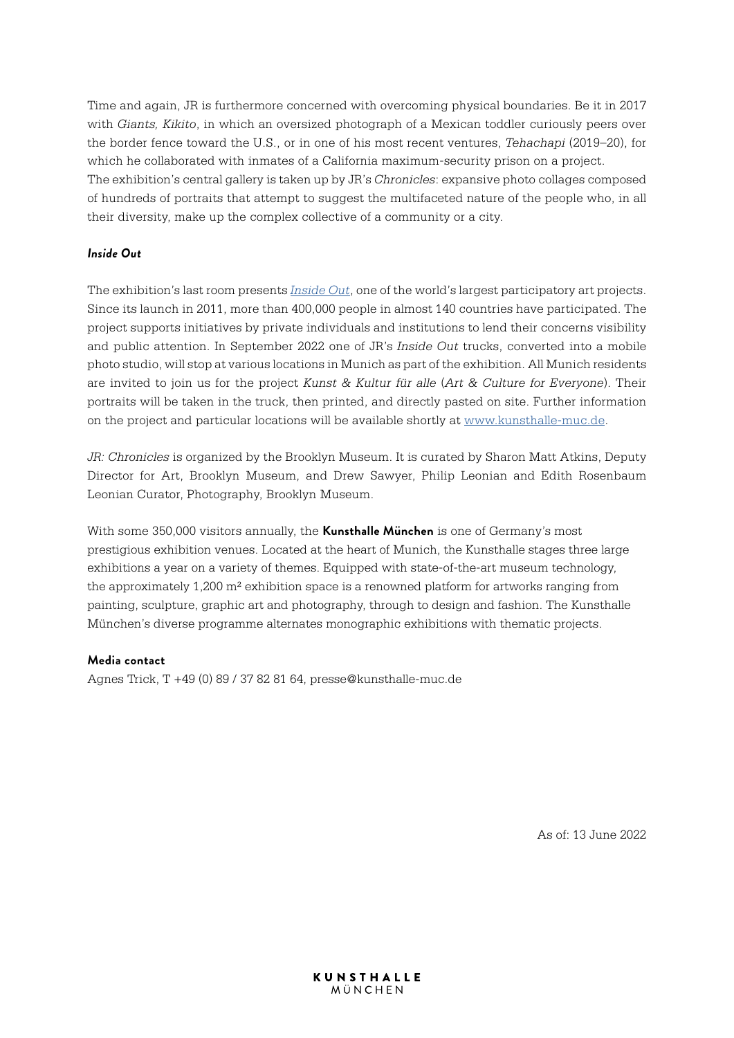Time and again, JR is furthermore concerned with overcoming physical boundaries. Be it in 2017 with *Giants, Kikito*, in which an oversized photograph of a Mexican toddler curiously peers over the border fence toward the U.S., or in one of his most recent ventures, *Tehachapi* (2019–20), for which he collaborated with inmates of a California maximum-security prison on a project.
The exhibition's central gallery is taken up by JR's *Chronicles*: expansive photo collages composed of hundreds of portraits that attempt to suggest the multifaceted nature of the people who, in all their diversity, make up the complex collective of a community or a city.

***Inside Out***

The exhibition's last room presents *Inside Out*, one of the world's largest participatory art projects. Since its launch in 2011, more than 400,000 people in almost 140 countries have participated. The project supports initiatives by private individuals and institutions to lend their concerns visibility and public attention. In September 2022 one of JR's *Inside Out* trucks, converted into a mobile photo studio, will stop at various locations in Munich as part of the exhibition. All Munich residents are invited to join us for the project *Kunst & Kultur für alle* (*Art & Culture for Everyone*). Their portraits will be taken in the truck, then printed, and directly pasted on site. Further information on the project and particular locations will be available shortly at www.kunsthalle-muc.de.

*JR: Chronicles* is organized by the Brooklyn Museum. It is curated by Sharon Matt Atkins, Deputy Director for Art, Brooklyn Museum, and Drew Sawyer, Philip Leonian and Edith Rosenbaum Leonian Curator, Photography, Brooklyn Museum.

With some 350,000 visitors annually, the **Kunsthalle München** is one of Germany's most prestigious exhibition venues. Located at the heart of Munich, the Kunsthalle stages three large exhibitions a year on a variety of themes. Equipped with state-of-the-art museum technology, the approximately 1,200 m² exhibition space is a renowned platform for artworks ranging from painting, sculpture, graphic art and photography, through to design and fashion. The Kunsthalle München's diverse programme alternates monographic exhibitions with thematic projects.

**Media contact**
Agnes Trick, T +49 (0) 89 / 37 82 81 64, presse@kunsthalle-muc.de

As of: 13 June 2022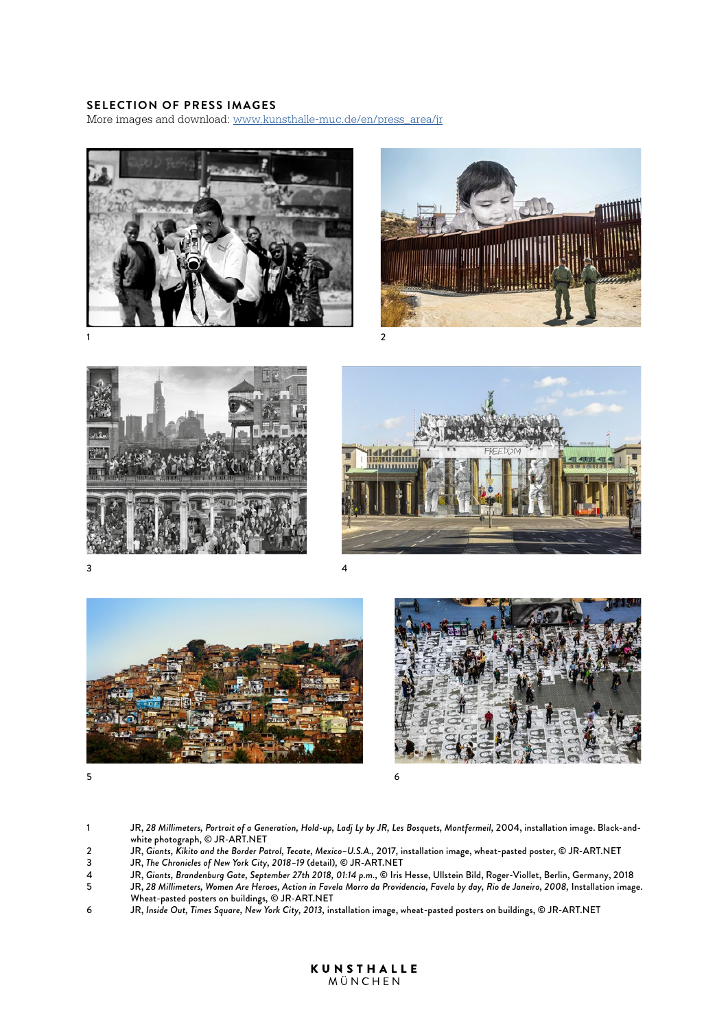## SELECTION OF PRESS IMAGES

More images and download: www.kunsthalle-muc.de/en/press_area/jr

1 JR, *28 Millimeters, Portrait of a Generation, Hold-up, Ladj Ly by JR, Les Bosquets, Montfermeil*, 2004, installation image. Black-and-white photograph, © JR-ART.NET

2 JR, *Giants, Kikito and the Border Patrol, Tecate, Mexico–U.S.A.*, 2017, installation image, wheat-pasted poster, © JR-ART.NET

3 JR, *The Chronicles of New York City, 2018–19* (detail), © JR-ART.NET

4 JR, *Giants, Brandenburg Gate, September 27th 2018, 01:14 p.m.*, © Iris Hesse, Ullstein Bild, Roger-Viollet, Berlin, Germany, 2018

5 JR, *28 Millimeters, Women Are Heroes, Action in Favela Morro da Providencia, Favela by day, Rio de Janeiro, 2008,* Installation image. Wheat-pasted posters on buildings, © JR-ART.NET

6 JR, *Inside Out, Times Square, New York City, 2013*, installation image, wheat-pasted posters on buildings, © JR-ART.NET

KUNSTHALLE MÜNCHEN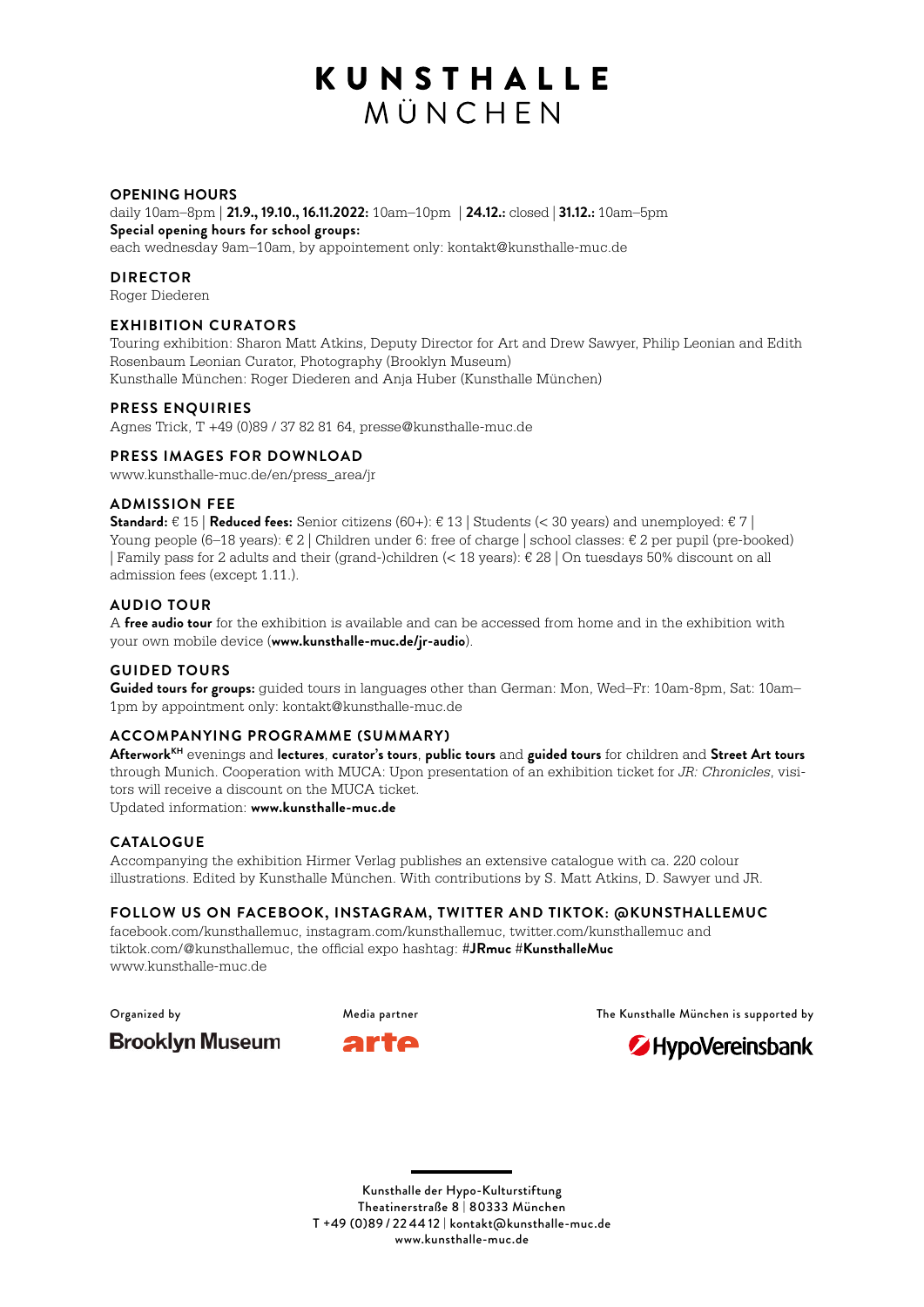# KUNSTHALLE MÜNCHEN

## OPENING HOURS

daily 10am–8pm | **21.9., 19.10., 16.11.2022:** 10am–10pm | **24.12.:** closed | **31.12.:** 10am–5pm
**Special opening hours for school groups:**
each wednesday 9am–10am, by appointement only: kontakt@kunsthalle-muc.de

## DIRECTOR

Roger Diederen

## EXHIBITION CURATORS

Touring exhibition: Sharon Matt Atkins, Deputy Director for Art and Drew Sawyer, Philip Leonian and Edith Rosenbaum Leonian Curator, Photography (Brooklyn Museum)
Kunsthalle München: Roger Diederen and Anja Huber (Kunsthalle München)

## PRESS ENQUIRIES

Agnes Trick, T +49 (0)89 / 37 82 81 64, presse@kunsthalle-muc.de

## PRESS IMAGES FOR DOWNLOAD

www.kunsthalle-muc.de/en/press_area/jr

## ADMISSION FEE

**Standard:** € 15 | **Reduced fees:** Senior citizens (60+): € 13 | Students (< 30 years) and unemployed: € 7 | Young people (6–18 years): € 2 | Children under 6: free of charge | school classes: € 2 per pupil (pre-booked) | Family pass for 2 adults and their (grand-)children (< 18 years): € 28 | On tuesdays 50% discount on all admission fees (except 1.11.).

## AUDIO TOUR

A **free audio tour** for the exhibition is available and can be accessed from home and in the exhibition with your own mobile device (**www.kunsthalle-muc.de/jr-audio**).

## GUIDED TOURS

**Guided tours for groups:** guided tours in languages other than German: Mon, Wed–Fri: 10am-8pm, Sat: 10am–1pm by appointment only: kontakt@kunsthalle-muc.de

## ACCOMPANYING PROGRAMME (SUMMARY)

**Afterwork[KH]** evenings and **lectures**, **curator's tours**, **public tours** and **guided tours** for children and **Street Art tours** through Munich. Cooperation with MUCA: Upon presentation of an exhibition ticket for *JR: Chronicles*, visitors will receive a discount on the MUCA ticket.
Updated information: **www.kunsthalle-muc.de**

## CATALOGUE

Accompanying the exhibition Hirmer Verlag publishes an extensive catalogue with ca. 220 colour illustrations. Edited by Kunsthalle München. With contributions by S. Matt Atkins, D. Sawyer und JR.

## FOLLOW US ON FACEBOOK, INSTAGRAM, TWITTER AND TIKTOK: @KUNSTHALLEMUC

facebook.com/kunsthallemuc, instagram.com/kunsthallemuc, twitter.com/kunsthallemuc and tiktok.com/@kunsthallemuc, the official expo hashtag: #**JRmuc** #**KunsthalleMuc**
www.kunsthalle-muc.de

Organized by
Brooklyn Museum

Media partner
arte

The Kunsthalle München is supported by
HypoVereinsbank

Kunsthalle der Hypo-Kulturstiftung
Theatinerstraße 8 | 80333 München
T +49 (0)89 / 22 44 12 | kontakt@kunsthalle-muc.de
www.kunsthalle-muc.de